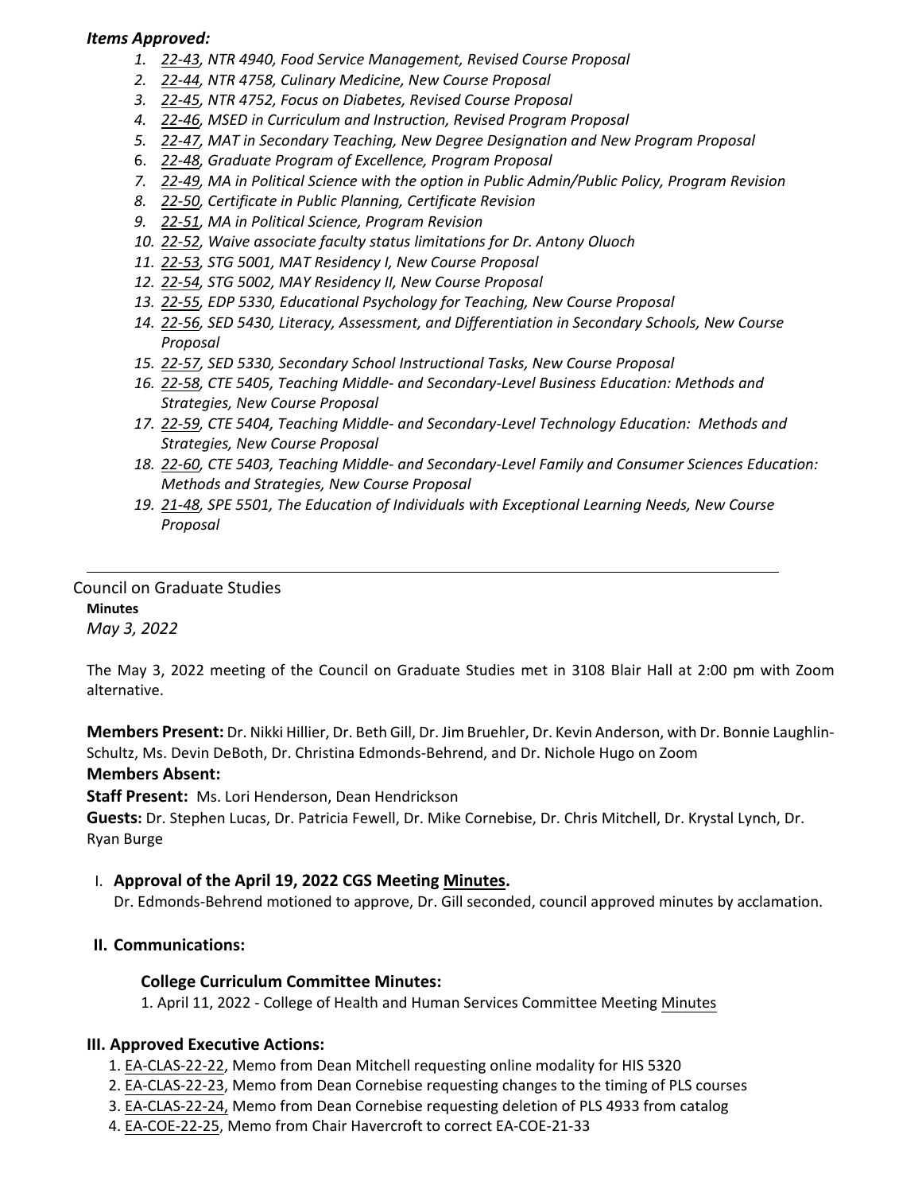***Items Approved:***

1. *22-43, NTR 4940, Food Service Management, Revised Course Proposal*
2. *22-44, NTR 4758, Culinary Medicine, New Course Proposal*
3. *22-45, NTR 4752, Focus on Diabetes, Revised Course Proposal*
4. *22-46, MSED in Curriculum and Instruction, Revised Program Proposal*
5. *22-47, MAT in Secondary Teaching, New Degree Designation and New Program Proposal*
6. *22-48, Graduate Program of Excellence, Program Proposal*
7. *22-49, MA in Political Science with the option in Public Admin/Public Policy, Program Revision*
8. *22-50, Certificate in Public Planning, Certificate Revision*
9. *22-51, MA in Political Science, Program Revision*
10. *22-52, Waive associate faculty status limitations for Dr. Antony Oluoch*
11. *22-53, STG 5001, MAT Residency I, New Course Proposal*
12. *22-54, STG 5002, MAY Residency II, New Course Proposal*
13. *22-55, EDP 5330, Educational Psychology for Teaching, New Course Proposal*
14. *22-56, SED 5430, Literacy, Assessment, and Differentiation in Secondary Schools, New Course Proposal*
15. *22-57, SED 5330, Secondary School Instructional Tasks, New Course Proposal*
16. *22-58, CTE 5405, Teaching Middle- and Secondary-Level Business Education: Methods and Strategies, New Course Proposal*
17. *22-59, CTE 5404, Teaching Middle- and Secondary-Level Technology Education: Methods and Strategies, New Course Proposal*
18. *22-60, CTE 5403, Teaching Middle- and Secondary-Level Family and Consumer Sciences Education: Methods and Strategies, New Course Proposal*
19. *21-48, SPE 5501, The Education of Individuals with Exceptional Learning Needs, New Course Proposal*

---

Council on Graduate Studies

**Minutes**

*May 3, 2022*

The May 3, 2022 meeting of the Council on Graduate Studies met in 3108 Blair Hall at 2:00 pm with Zoom alternative.

**Members Present:** Dr. Nikki Hillier, Dr. Beth Gill, Dr. Jim Bruehler, Dr. Kevin Anderson, with Dr. Bonnie Laughlin-Schultz, Ms. Devin DeBoth, Dr. Christina Edmonds-Behrend, and Dr. Nichole Hugo on Zoom

**Members Absent:**

**Staff Present:** Ms. Lori Henderson, Dean Hendrickson

**Guests:** Dr. Stephen Lucas, Dr. Patricia Fewell, Dr. Mike Cornebise, Dr. Chris Mitchell, Dr. Krystal Lynch, Dr. Ryan Burge

I. **Approval of the April 19, 2022 CGS Meeting Minutes.**
   Dr. Edmonds-Behrend motioned to approve, Dr. Gill seconded, council approved minutes by acclamation.

**II. Communications:**

**College Curriculum Committee Minutes:**

1. April 11, 2022 - College of Health and Human Services Committee Meeting Minutes

**III. Approved Executive Actions:**

1. EA-CLAS-22-22, Memo from Dean Mitchell requesting online modality for HIS 5320
2. EA-CLAS-22-23, Memo from Dean Cornebise requesting changes to the timing of PLS courses
3. EA-CLAS-22-24, Memo from Dean Cornebise requesting deletion of PLS 4933 from catalog
4. EA-COE-22-25, Memo from Chair Havercroft to correct EA-COE-21-33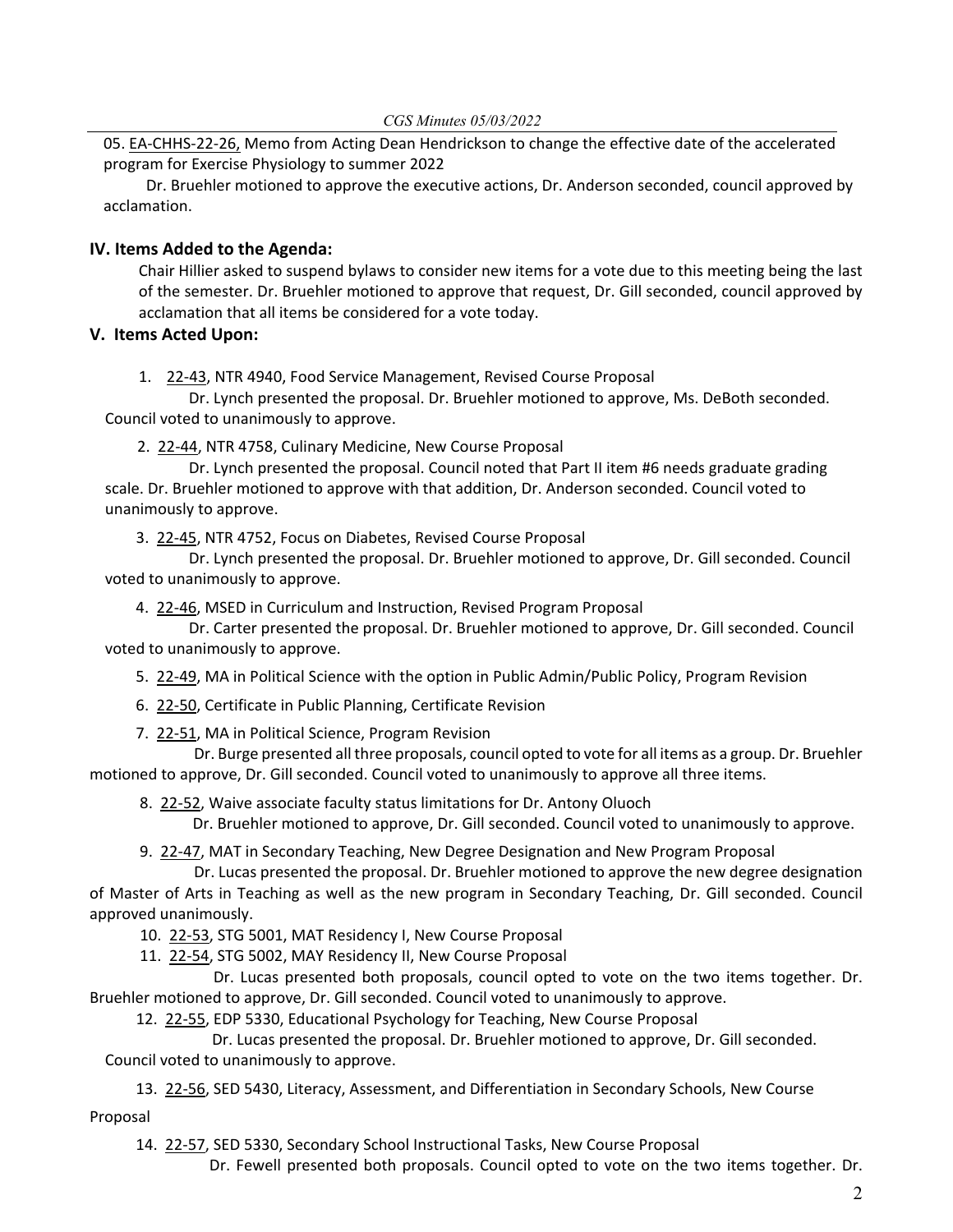05. EA-CHHS-22-26, Memo from Acting Dean Hendrickson to change the effective date of the accelerated program for Exercise Physiology to summer 2022

Dr. Bruehler motioned to approve the executive actions, Dr. Anderson seconded, council approved by acclamation.

## IV. Items Added to the Agenda:

Chair Hillier asked to suspend bylaws to consider new items for a vote due to this meeting being the last of the semester. Dr. Bruehler motioned to approve that request, Dr. Gill seconded, council approved by acclamation that all items be considered for a vote today.

## V. Items Acted Upon:

1. 22-43, NTR 4940, Food Service Management, Revised Course Proposal

   Dr. Lynch presented the proposal. Dr. Bruehler motioned to approve, Ms. DeBoth seconded. Council voted to unanimously to approve.

2. 22-44, NTR 4758, Culinary Medicine, New Course Proposal

   Dr. Lynch presented the proposal. Council noted that Part II item #6 needs graduate grading scale. Dr. Bruehler motioned to approve with that addition, Dr. Anderson seconded. Council voted to unanimously to approve.

3. 22-45, NTR 4752, Focus on Diabetes, Revised Course Proposal

   Dr. Lynch presented the proposal. Dr. Bruehler motioned to approve, Dr. Gill seconded. Council voted to unanimously to approve.

4. 22-46, MSED in Curriculum and Instruction, Revised Program Proposal

   Dr. Carter presented the proposal. Dr. Bruehler motioned to approve, Dr. Gill seconded. Council voted to unanimously to approve.

5. 22-49, MA in Political Science with the option in Public Admin/Public Policy, Program Revision

6. 22-50, Certificate in Public Planning, Certificate Revision

7. 22-51, MA in Political Science, Program Revision

   Dr. Burge presented all three proposals, council opted to vote for all items as a group. Dr. Bruehler motioned to approve, Dr. Gill seconded. Council voted to unanimously to approve all three items.

8. 22-52, Waive associate faculty status limitations for Dr. Antony Oluoch

   Dr. Bruehler motioned to approve, Dr. Gill seconded. Council voted to unanimously to approve.

9. 22-47, MAT in Secondary Teaching, New Degree Designation and New Program Proposal

   Dr. Lucas presented the proposal. Dr. Bruehler motioned to approve the new degree designation of Master of Arts in Teaching as well as the new program in Secondary Teaching, Dr. Gill seconded. Council approved unanimously.

10. 22-53, STG 5001, MAT Residency I, New Course Proposal

11. 22-54, STG 5002, MAY Residency II, New Course Proposal

    Dr. Lucas presented both proposals, council opted to vote on the two items together. Dr. Bruehler motioned to approve, Dr. Gill seconded. Council voted to unanimously to approve.

12. 22-55, EDP 5330, Educational Psychology for Teaching, New Course Proposal

    Dr. Lucas presented the proposal. Dr. Bruehler motioned to approve, Dr. Gill seconded. Council voted to unanimously to approve.

13. 22-56, SED 5430, Literacy, Assessment, and Differentiation in Secondary Schools, New Course Proposal

14. 22-57, SED 5330, Secondary School Instructional Tasks, New Course Proposal

    Dr. Fewell presented both proposals. Council opted to vote on the two items together. Dr.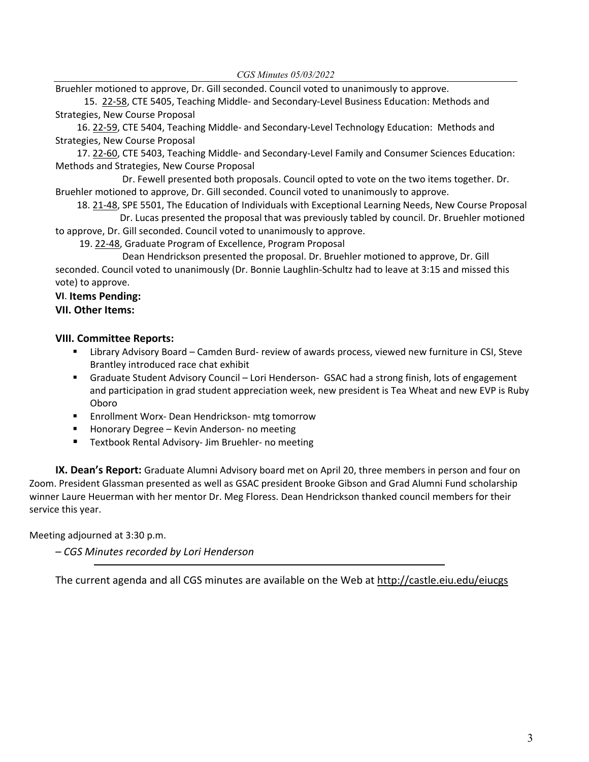Bruehler motioned to approve, Dr. Gill seconded. Council voted to unanimously to approve.

15. 22-58, CTE 5405, Teaching Middle- and Secondary-Level Business Education: Methods and Strategies, New Course Proposal

16. 22-59, CTE 5404, Teaching Middle- and Secondary-Level Technology Education: Methods and Strategies, New Course Proposal

17. 22-60, CTE 5403, Teaching Middle- and Secondary-Level Family and Consumer Sciences Education: Methods and Strategies, New Course Proposal

Dr. Fewell presented both proposals. Council opted to vote on the two items together. Dr. Bruehler motioned to approve, Dr. Gill seconded. Council voted to unanimously to approve.

18. 21-48, SPE 5501, The Education of Individuals with Exceptional Learning Needs, New Course Proposal

Dr. Lucas presented the proposal that was previously tabled by council. Dr. Bruehler motioned to approve, Dr. Gill seconded. Council voted to unanimously to approve.

19. 22-48, Graduate Program of Excellence, Program Proposal

Dean Hendrickson presented the proposal. Dr. Bruehler motioned to approve, Dr. Gill seconded. Council voted to unanimously (Dr. Bonnie Laughlin-Schultz had to leave at 3:15 and missed this vote) to approve.

**VI. Items Pending:**

**VII. Other Items:**

**VIII. Committee Reports:**

- Library Advisory Board – Camden Burd- review of awards process, viewed new furniture in CSI, Steve Brantley introduced race chat exhibit
- Graduate Student Advisory Council – Lori Henderson- GSAC had a strong finish, lots of engagement and participation in grad student appreciation week, new president is Tea Wheat and new EVP is Ruby Oboro
- Enrollment Worx- Dean Hendrickson- mtg tomorrow
- Honorary Degree – Kevin Anderson- no meeting
- Textbook Rental Advisory- Jim Bruehler- no meeting

**IX. Dean's Report:** Graduate Alumni Advisory board met on April 20, three members in person and four on Zoom. President Glassman presented as well as GSAC president Brooke Gibson and Grad Alumni Fund scholarship winner Laure Heuerman with her mentor Dr. Meg Floress. Dean Hendrickson thanked council members for their service this year.

Meeting adjourned at 3:30 p.m.

*– CGS Minutes recorded by Lori Henderson*

The current agenda and all CGS minutes are available on the Web at http://castle.eiu.edu/eiucgs